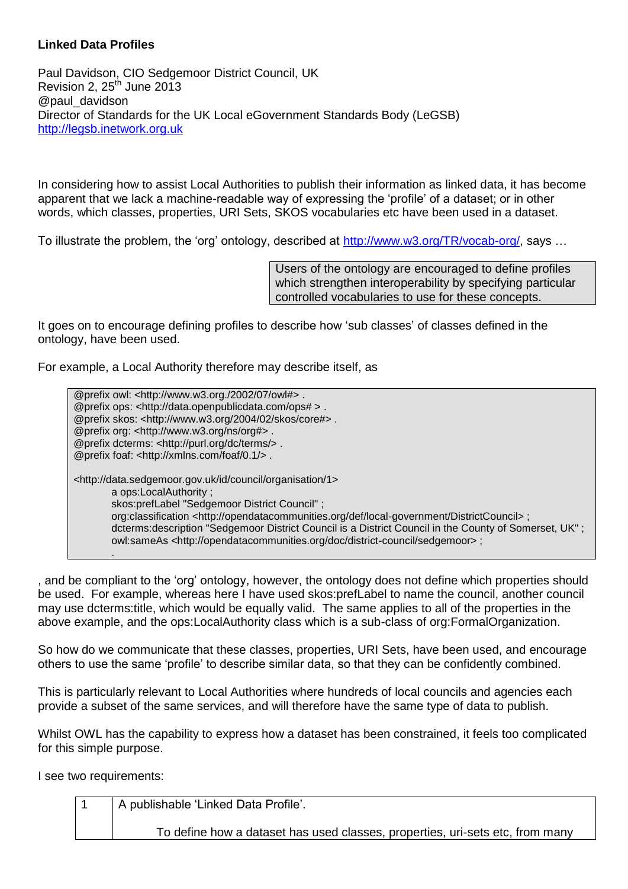**Linked Data Profiles**

Paul Davidson, CIO Sedgemoor District Council, UK
Revision 2, 25th June 2013
@paul_davidson
Director of Standards for the UK Local eGovernment Standards Body (LeGSB)
http://legsb.inetwork.org.uk

In considering how to assist Local Authorities to publish their information as linked data, it has become apparent that we lack a machine-readable way of expressing the 'profile' of a dataset; or in other words, which classes, properties, URI Sets, SKOS vocabularies etc have been used in a dataset.

To illustrate the problem, the 'org' ontology, described at http://www.w3.org/TR/vocab-org/, says …

> Users of the ontology are encouraged to define profiles which strengthen interoperability by specifying particular controlled vocabularies to use for these concepts.

It goes on to encourage defining profiles to describe how 'sub classes' of classes defined in the ontology, have been used.

For example, a Local Authority therefore may describe itself, as

```
@prefix owl: <http://www.w3.org./2002/07/owl#> .
@prefix ops: <http://data.openpublicdata.com/ops# > .
@prefix skos: <http://www.w3.org/2004/02/skos/core#> .
@prefix org: <http://www.w3.org/ns/org#> .
@prefix dcterms: <http://purl.org/dc/terms/> .
@prefix foaf: <http://xmlns.com/foaf/0.1/> .

<http://data.sedgemoor.gov.uk/id/council/organisation/1>
        a ops:LocalAuthority ;
        skos:prefLabel "Sedgemoor District Council" ;
        org:classification <http://opendatacommunities.org/def/local-government/DistrictCouncil> ;
        dcterms:description "Sedgemoor District Council is a District Council in the County of Somerset, UK" ;
        owl:sameAs <http://opendatacommunities.org/doc/district-council/sedgemoor> ;
        .
```

, and be compliant to the 'org' ontology, however, the ontology does not define which properties should be used. For example, whereas here I have used skos:prefLabel to name the council, another council may use dcterms:title, which would be equally valid. The same applies to all of the properties in the above example, and the ops:LocalAuthority class which is a sub-class of org:FormalOrganization.

So how do we communicate that these classes, properties, URI Sets, have been used, and encourage others to use the same 'profile' to describe similar data, so that they can be confidently combined.

This is particularly relevant to Local Authorities where hundreds of local councils and agencies each provide a subset of the same services, and will therefore have the same type of data to publish.

Whilst OWL has the capability to express how a dataset has been constrained, it feels too complicated for this simple purpose.

I see two requirements:

| | |
|---|---|
| 1 | A publishable 'Linked Data Profile'.<br><br>To define how a dataset has used classes, properties, uri-sets etc, from many |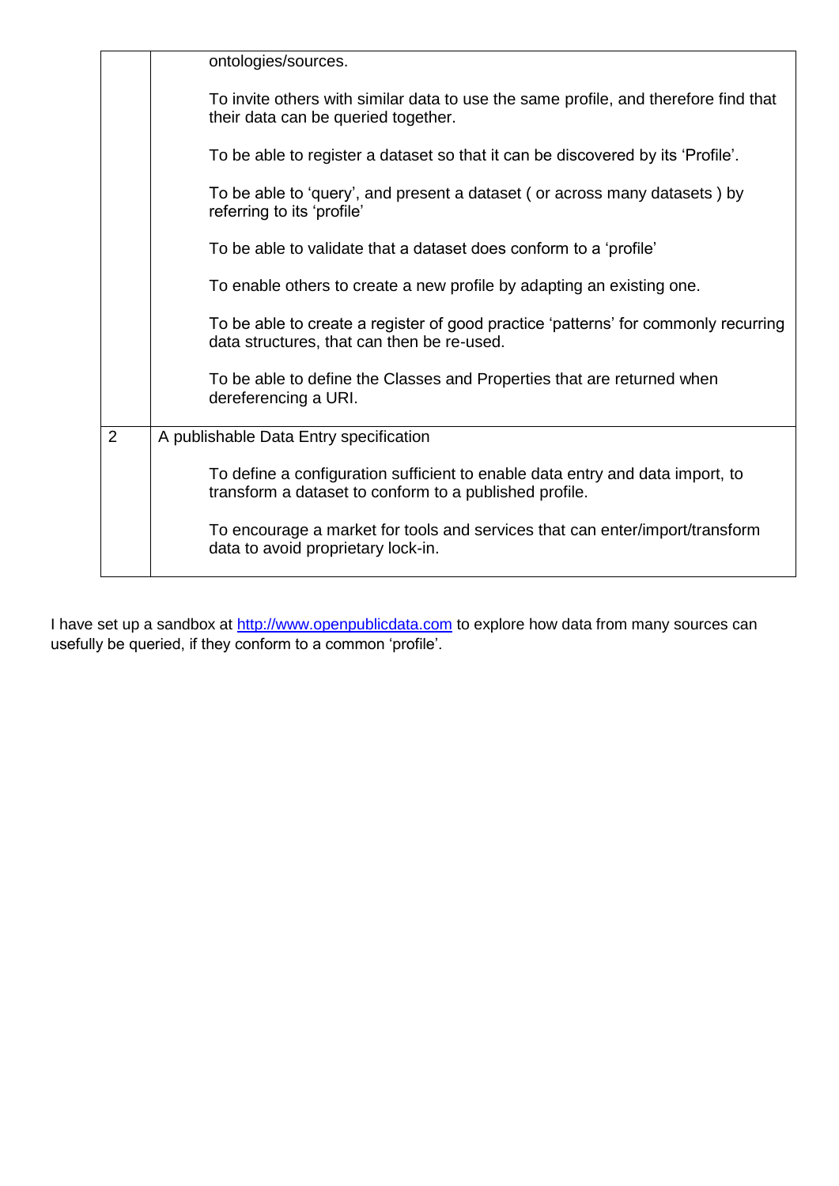| | |
|---|---|
| | ontologies/sources.<br><br>To invite others with similar data to use the same profile, and therefore find that their data can be queried together.<br><br>To be able to register a dataset so that it can be discovered by its 'Profile'.<br><br>To be able to 'query', and present a dataset ( or across many datasets ) by referring to its 'profile'<br><br>To be able to validate that a dataset does conform to a 'profile'<br><br>To enable others to create a new profile by adapting an existing one.<br><br>To be able to create a register of good practice 'patterns' for commonly recurring data structures, that can then be re-used.<br><br>To be able to define the Classes and Properties that are returned when dereferencing a URI. |
| 2 | A publishable Data Entry specification<br><br>To define a configuration sufficient to enable data entry and data import, to transform a dataset to conform to a published profile.<br><br>To encourage a market for tools and services that can enter/import/transform data to avoid proprietary lock-in. |

I have set up a sandbox at [http://www.openpublicdata.com](http://www.openpublicdata.com) to explore how data from many sources can usefully be queried, if they conform to a common 'profile'.